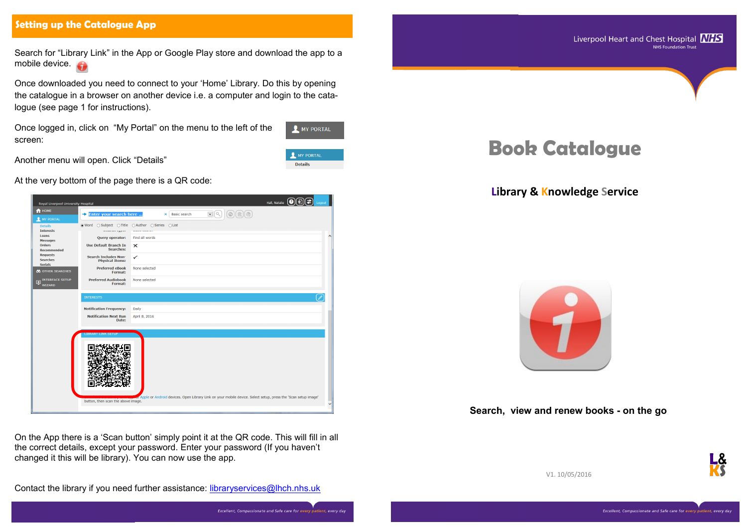## Setting up the Catalogue App

Search for "Library Link" in the App or Google Play store and download the app to a mobile device.

Once downloaded you need to connect to your 'Home' Library. Do this by opening the catalogue in a browser on another device i.e. a computer and login to the catalogue (see page 1 for instructions).

Once logged in, click on "My Portal" on the menu to the left of the screen:

Another menu will open. Click "Details"

At the very bottom of the page there is a QR code:

On the App there is a 'Scan button' simply point it at the QR code. This will fill in all the correct details, except your password. Enter your password (If you haven't changed it this will be library). You can now use the app.

Contact the library if you need further assistance: [librarylservices@lhch.nhs.uk](mailto:libraryservices@lhch.nhs.uk)

Liverpool Heart and Chest Hospital NHS
NHS Foundation Trust

# Book Catalogue

### Library & Knowledge Service

**Search, view and renew books - on the go**

V1. 10/05/2016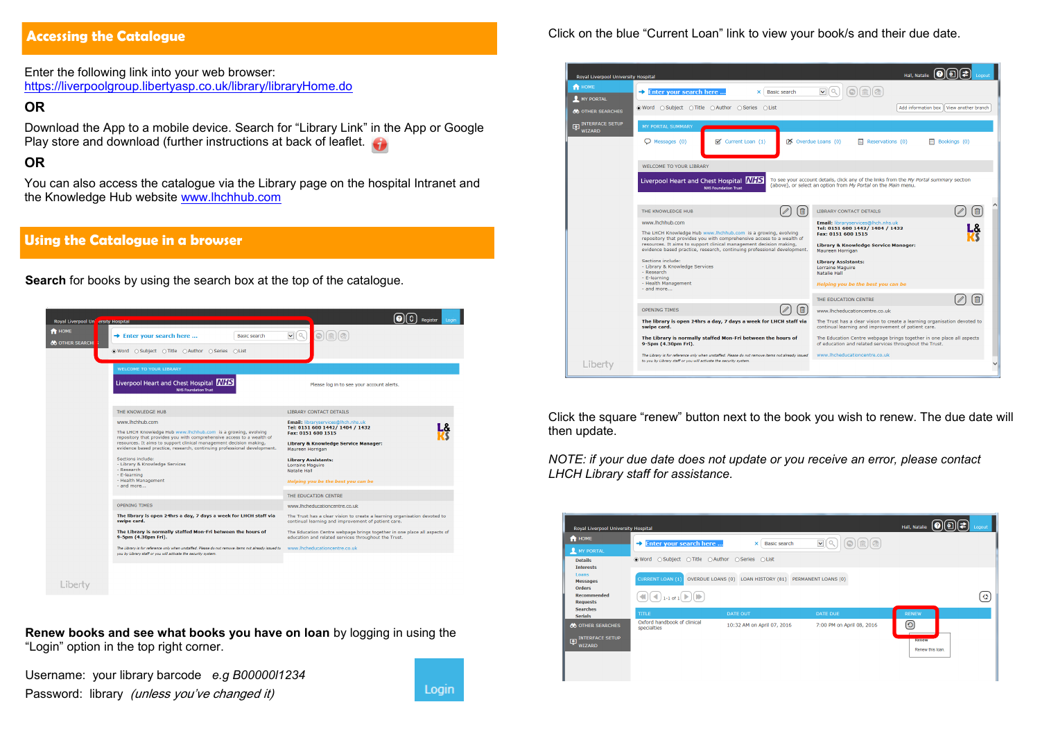## Accessing the Catalogue

Enter the following link into your web browser:
https://liverpoolgroup.libertyasp.co.uk/library/libraryHome.do

**OR**

Download the App to a mobile device. Search for "Library Link" in the App or Google Play store and download (further instructions at back of leaflet.

**OR**

You can also access the catalogue via the Library page on the hospital Intranet and the Knowledge Hub website www.lhchhub.com

## Using the Catalogue in a browser

**Search** for books by using the search box at the top of the catalogue.

**Renew books and see what books you have on loan** by logging in using the "Login" option in the top right corner.

Username: your library barcode *e.g B00000l1234*

Password: library *(unless you've changed it)*

Click on the blue "Current Loan" link to view your book/s and their due date.

Click the square "renew" button next to the book you wish to renew. The due date will then update.

*NOTE: if your due date does not update or you receive an error, please contact LHCH Library staff for assistance.*